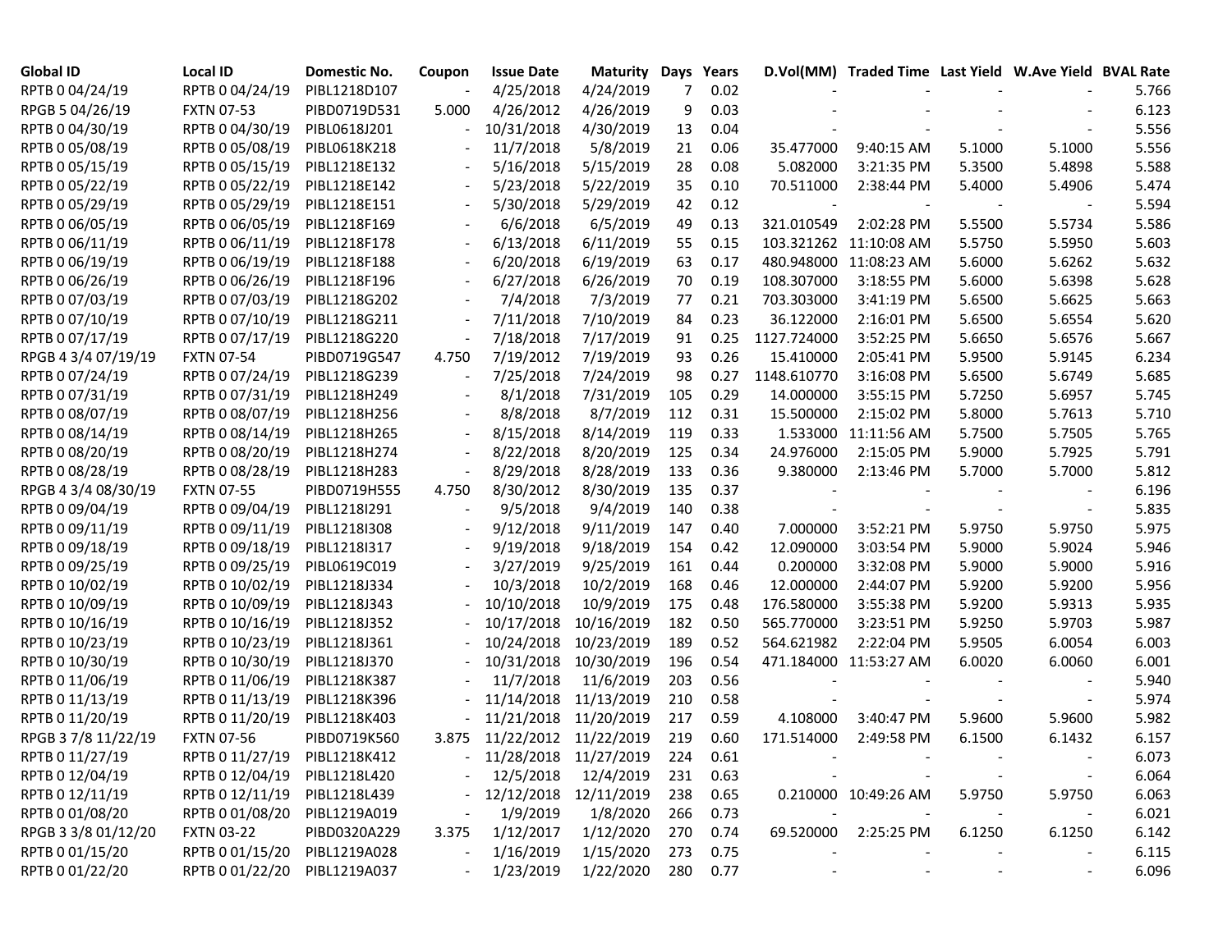| Global ID | Local ID | Domestic No. | Coupon | Issue Date | Maturity | Days | Years | D.Vol(MM) | Traded Time | Last Yield | W.Ave Yield | BVAL Rate |
|---|---|---|---|---|---|---|---|---|---|---|---|---|
| RPTB 0 04/24/19 | RPTB 0 04/24/19 | PIBL1218D107 | - | 4/25/2018 | 4/24/2019 | 7 | 0.02 | - | - | - | - | 5.766 |
| RPGB 5 04/26/19 | FXTN 07-53 | PIBD0719D531 | 5.000 | 4/26/2012 | 4/26/2019 | 9 | 0.03 | - | - | - | - | 6.123 |
| RPTB 0 04/30/19 | RPTB 0 04/30/19 | PIBL0618J201 | - | 10/31/2018 | 4/30/2019 | 13 | 0.04 | - | - | - | - | 5.556 |
| RPTB 0 05/08/19 | RPTB 0 05/08/19 | PIBL0618K218 | - | 11/7/2018 | 5/8/2019 | 21 | 0.06 | 35.477000 | 9:40:15 AM | 5.1000 | 5.1000 | 5.556 |
| RPTB 0 05/15/19 | RPTB 0 05/15/19 | PIBL1218E132 | - | 5/16/2018 | 5/15/2019 | 28 | 0.08 | 5.082000 | 3:21:35 PM | 5.3500 | 5.4898 | 5.588 |
| RPTB 0 05/22/19 | RPTB 0 05/22/19 | PIBL1218E142 | - | 5/23/2018 | 5/22/2019 | 35 | 0.10 | 70.511000 | 2:38:44 PM | 5.4000 | 5.4906 | 5.474 |
| RPTB 0 05/29/19 | RPTB 0 05/29/19 | PIBL1218E151 | - | 5/30/2018 | 5/29/2019 | 42 | 0.12 | - | - | - | - | 5.594 |
| RPTB 0 06/05/19 | RPTB 0 06/05/19 | PIBL1218F169 | - | 6/6/2018 | 6/5/2019 | 49 | 0.13 | 321.010549 | 2:02:28 PM | 5.5500 | 5.5734 | 5.586 |
| RPTB 0 06/11/19 | RPTB 0 06/11/19 | PIBL1218F178 | - | 6/13/2018 | 6/11/2019 | 55 | 0.15 | 103.321262 | 11:10:08 AM | 5.5750 | 5.5950 | 5.603 |
| RPTB 0 06/19/19 | RPTB 0 06/19/19 | PIBL1218F188 | - | 6/20/2018 | 6/19/2019 | 63 | 0.17 | 480.948000 | 11:08:23 AM | 5.6000 | 5.6262 | 5.632 |
| RPTB 0 06/26/19 | RPTB 0 06/26/19 | PIBL1218F196 | - | 6/27/2018 | 6/26/2019 | 70 | 0.19 | 108.307000 | 3:18:55 PM | 5.6000 | 5.6398 | 5.628 |
| RPTB 0 07/03/19 | RPTB 0 07/03/19 | PIBL1218G202 | - | 7/4/2018 | 7/3/2019 | 77 | 0.21 | 703.303000 | 3:41:19 PM | 5.6500 | 5.6625 | 5.663 |
| RPTB 0 07/10/19 | RPTB 0 07/10/19 | PIBL1218G211 | - | 7/11/2018 | 7/10/2019 | 84 | 0.23 | 36.122000 | 2:16:01 PM | 5.6500 | 5.6554 | 5.620 |
| RPTB 0 07/17/19 | RPTB 0 07/17/19 | PIBL1218G220 | - | 7/18/2018 | 7/17/2019 | 91 | 0.25 | 1127.724000 | 3:52:25 PM | 5.6650 | 5.6576 | 5.667 |
| RPGB 4 3/4 07/19/19 | FXTN 07-54 | PIBD0719G547 | 4.750 | 7/19/2012 | 7/19/2019 | 93 | 0.26 | 15.410000 | 2:05:41 PM | 5.9500 | 5.9145 | 6.234 |
| RPTB 0 07/24/19 | RPTB 0 07/24/19 | PIBL1218G239 | - | 7/25/2018 | 7/24/2019 | 98 | 0.27 | 1148.610770 | 3:16:08 PM | 5.6500 | 5.6749 | 5.685 |
| RPTB 0 07/31/19 | RPTB 0 07/31/19 | PIBL1218H249 | - | 8/1/2018 | 7/31/2019 | 105 | 0.29 | 14.000000 | 3:55:15 PM | 5.7250 | 5.6957 | 5.745 |
| RPTB 0 08/07/19 | RPTB 0 08/07/19 | PIBL1218H256 | - | 8/8/2018 | 8/7/2019 | 112 | 0.31 | 15.500000 | 2:15:02 PM | 5.8000 | 5.7613 | 5.710 |
| RPTB 0 08/14/19 | RPTB 0 08/14/19 | PIBL1218H265 | - | 8/15/2018 | 8/14/2019 | 119 | 0.33 | 1.533000 | 11:11:56 AM | 5.7500 | 5.7505 | 5.765 |
| RPTB 0 08/20/19 | RPTB 0 08/20/19 | PIBL1218H274 | - | 8/22/2018 | 8/20/2019 | 125 | 0.34 | 24.976000 | 2:15:05 PM | 5.9000 | 5.7925 | 5.791 |
| RPTB 0 08/28/19 | RPTB 0 08/28/19 | PIBL1218H283 | - | 8/29/2018 | 8/28/2019 | 133 | 0.36 | 9.380000 | 2:13:46 PM | 5.7000 | 5.7000 | 5.812 |
| RPGB 4 3/4 08/30/19 | FXTN 07-55 | PIBD0719H555 | 4.750 | 8/30/2012 | 8/30/2019 | 135 | 0.37 | - | - | - | - | 6.196 |
| RPTB 0 09/04/19 | RPTB 0 09/04/19 | PIBL1218I291 | - | 9/5/2018 | 9/4/2019 | 140 | 0.38 | - | - | - | - | 5.835 |
| RPTB 0 09/11/19 | RPTB 0 09/11/19 | PIBL1218I308 | - | 9/12/2018 | 9/11/2019 | 147 | 0.40 | 7.000000 | 3:52:21 PM | 5.9750 | 5.9750 | 5.975 |
| RPTB 0 09/18/19 | RPTB 0 09/18/19 | PIBL1218I317 | - | 9/19/2018 | 9/18/2019 | 154 | 0.42 | 12.090000 | 3:03:54 PM | 5.9000 | 5.9024 | 5.946 |
| RPTB 0 09/25/19 | RPTB 0 09/25/19 | PIBL0619C019 | - | 3/27/2019 | 9/25/2019 | 161 | 0.44 | 0.200000 | 3:32:08 PM | 5.9000 | 5.9000 | 5.916 |
| RPTB 0 10/02/19 | RPTB 0 10/02/19 | PIBL1218J334 | - | 10/3/2018 | 10/2/2019 | 168 | 0.46 | 12.000000 | 2:44:07 PM | 5.9200 | 5.9200 | 5.956 |
| RPTB 0 10/09/19 | RPTB 0 10/09/19 | PIBL1218J343 | - | 10/10/2018 | 10/9/2019 | 175 | 0.48 | 176.580000 | 3:55:38 PM | 5.9200 | 5.9313 | 5.935 |
| RPTB 0 10/16/19 | RPTB 0 10/16/19 | PIBL1218J352 | - | 10/17/2018 | 10/16/2019 | 182 | 0.50 | 565.770000 | 3:23:51 PM | 5.9250 | 5.9703 | 5.987 |
| RPTB 0 10/23/19 | RPTB 0 10/23/19 | PIBL1218J361 | - | 10/24/2018 | 10/23/2019 | 189 | 0.52 | 564.621982 | 2:22:04 PM | 5.9505 | 6.0054 | 6.003 |
| RPTB 0 10/30/19 | RPTB 0 10/30/19 | PIBL1218J370 | - | 10/31/2018 | 10/30/2019 | 196 | 0.54 | 471.184000 | 11:53:27 AM | 6.0020 | 6.0060 | 6.001 |
| RPTB 0 11/06/19 | RPTB 0 11/06/19 | PIBL1218K387 | - | 11/7/2018 | 11/6/2019 | 203 | 0.56 | - | - | - | - | 5.940 |
| RPTB 0 11/13/19 | RPTB 0 11/13/19 | PIBL1218K396 | - | 11/14/2018 | 11/13/2019 | 210 | 0.58 | - | - | - | - | 5.974 |
| RPTB 0 11/20/19 | RPTB 0 11/20/19 | PIBL1218K403 | - | 11/21/2018 | 11/20/2019 | 217 | 0.59 | 4.108000 | 3:40:47 PM | 5.9600 | 5.9600 | 5.982 |
| RPGB 3 7/8 11/22/19 | FXTN 07-56 | PIBD0719K560 | 3.875 | 11/22/2012 | 11/22/2019 | 219 | 0.60 | 171.514000 | 2:49:58 PM | 6.1500 | 6.1432 | 6.157 |
| RPTB 0 11/27/19 | RPTB 0 11/27/19 | PIBL1218K412 | - | 11/28/2018 | 11/27/2019 | 224 | 0.61 | - | - | - | - | 6.073 |
| RPTB 0 12/04/19 | RPTB 0 12/04/19 | PIBL1218L420 | - | 12/5/2018 | 12/4/2019 | 231 | 0.63 | - | - | - | - | 6.064 |
| RPTB 0 12/11/19 | RPTB 0 12/11/19 | PIBL1218L439 | - | 12/12/2018 | 12/11/2019 | 238 | 0.65 | 0.210000 | 10:49:26 AM | 5.9750 | 5.9750 | 6.063 |
| RPTB 0 01/08/20 | RPTB 0 01/08/20 | PIBL1219A019 | - | 1/9/2019 | 1/8/2020 | 266 | 0.73 | - | - | - | - | 6.021 |
| RPGB 3 3/8 01/12/20 | FXTN 03-22 | PIBD0320A229 | 3.375 | 1/12/2017 | 1/12/2020 | 270 | 0.74 | 69.520000 | 2:25:25 PM | 6.1250 | 6.1250 | 6.142 |
| RPTB 0 01/15/20 | RPTB 0 01/15/20 | PIBL1219A028 | - | 1/16/2019 | 1/15/2020 | 273 | 0.75 | - | - | - | - | 6.115 |
| RPTB 0 01/22/20 | RPTB 0 01/22/20 | PIBL1219A037 | - | 1/23/2019 | 1/22/2020 | 280 | 0.77 | - | - | - | - | 6.096 |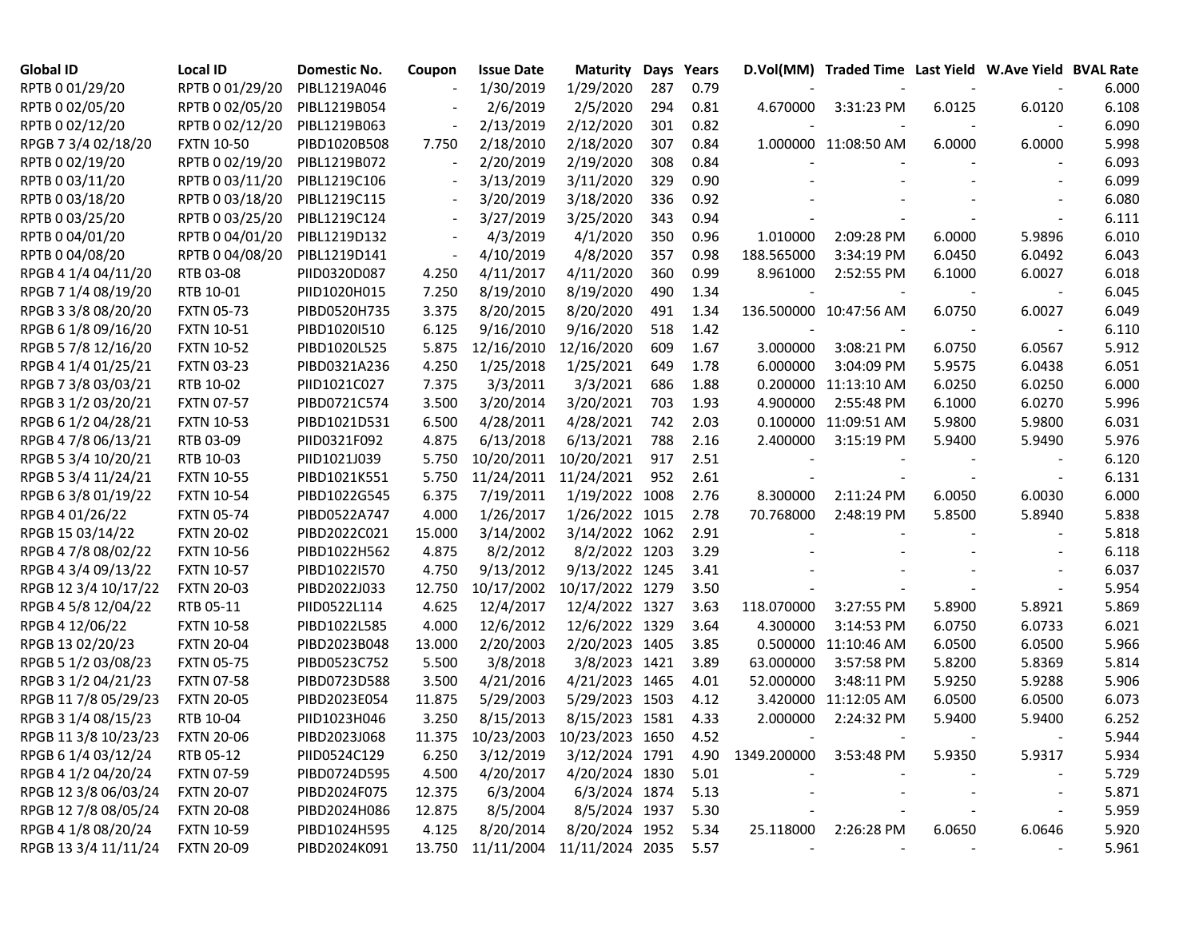| Global ID | Local ID | Domestic No. | Coupon | Issue Date | Maturity | Days | Years | D.Vol(MM) | Traded Time | Last Yield | W.Ave Yield | BVAL Rate |
|---|---|---|---|---|---|---|---|---|---|---|---|---|
| RPTB 0 01/29/20 | RPTB 0 01/29/20 | PIBL1219A046 | - | 1/30/2019 | 1/29/2020 | 287 | 0.79 | - | - | - | - | 6.000 |
| RPTB 0 02/05/20 | RPTB 0 02/05/20 | PIBL1219B054 | - | 2/6/2019 | 2/5/2020 | 294 | 0.81 | 4.670000 | 3:31:23 PM | 6.0125 | 6.0120 | 6.108 |
| RPTB 0 02/12/20 | RPTB 0 02/12/20 | PIBL1219B063 | - | 2/13/2019 | 2/12/2020 | 301 | 0.82 | - | - | - | - | 6.090 |
| RPGB 7 3/4 02/18/20 | FXTN 10-50 | PIBD1020B508 | 7.750 | 2/18/2010 | 2/18/2020 | 307 | 0.84 | 1.000000 | 11:08:50 AM | 6.0000 | 6.0000 | 5.998 |
| RPTB 0 02/19/20 | RPTB 0 02/19/20 | PIBL1219B072 | - | 2/20/2019 | 2/19/2020 | 308 | 0.84 | - | - | - | - | 6.093 |
| RPTB 0 03/11/20 | RPTB 0 03/11/20 | PIBL1219C106 | - | 3/13/2019 | 3/11/2020 | 329 | 0.90 | - | - | - | - | 6.099 |
| RPTB 0 03/18/20 | RPTB 0 03/18/20 | PIBL1219C115 | - | 3/20/2019 | 3/18/2020 | 336 | 0.92 | - | - | - | - | 6.080 |
| RPTB 0 03/25/20 | RPTB 0 03/25/20 | PIBL1219C124 | - | 3/27/2019 | 3/25/2020 | 343 | 0.94 | - | - | - | - | 6.111 |
| RPTB 0 04/01/20 | RPTB 0 04/01/20 | PIBL1219D132 | - | 4/3/2019 | 4/1/2020 | 350 | 0.96 | 1.010000 | 2:09:28 PM | 6.0000 | 5.9896 | 6.010 |
| RPTB 0 04/08/20 | RPTB 0 04/08/20 | PIBL1219D141 | - | 4/10/2019 | 4/8/2020 | 357 | 0.98 | 188.565000 | 3:34:19 PM | 6.0450 | 6.0492 | 6.043 |
| RPGB 4 1/4 04/11/20 | RTB 03-08 | PIID0320D087 | 4.250 | 4/11/2017 | 4/11/2020 | 360 | 0.99 | 8.961000 | 2:52:55 PM | 6.1000 | 6.0027 | 6.018 |
| RPGB 7 1/4 08/19/20 | RTB 10-01 | PIID1020H015 | 7.250 | 8/19/2010 | 8/19/2020 | 490 | 1.34 | - | - | - | - | 6.045 |
| RPGB 3 3/8 08/20/20 | FXTN 05-73 | PIBD0520H735 | 3.375 | 8/20/2015 | 8/20/2020 | 491 | 1.34 | 136.500000 | 10:47:56 AM | 6.0750 | 6.0027 | 6.049 |
| RPGB 6 1/8 09/16/20 | FXTN 10-51 | PIBD1020I510 | 6.125 | 9/16/2010 | 9/16/2020 | 518 | 1.42 | - | - | - | - | 6.110 |
| RPGB 5 7/8 12/16/20 | FXTN 10-52 | PIBD1020L525 | 5.875 | 12/16/2010 | 12/16/2020 | 609 | 1.67 | 3.000000 | 3:08:21 PM | 6.0750 | 6.0567 | 5.912 |
| RPGB 4 1/4 01/25/21 | FXTN 03-23 | PIBD0321A236 | 4.250 | 1/25/2018 | 1/25/2021 | 649 | 1.78 | 6.000000 | 3:04:09 PM | 5.9575 | 6.0438 | 6.051 |
| RPGB 7 3/8 03/03/21 | RTB 10-02 | PIID1021C027 | 7.375 | 3/3/2011 | 3/3/2021 | 686 | 1.88 | 0.200000 | 11:13:10 AM | 6.0250 | 6.0250 | 6.000 |
| RPGB 3 1/2 03/20/21 | FXTN 07-57 | PIBD0721C574 | 3.500 | 3/20/2014 | 3/20/2021 | 703 | 1.93 | 4.900000 | 2:55:48 PM | 6.1000 | 6.0270 | 5.996 |
| RPGB 6 1/2 04/28/21 | FXTN 10-53 | PIBD1021D531 | 6.500 | 4/28/2011 | 4/28/2021 | 742 | 2.03 | 0.100000 | 11:09:51 AM | 5.9800 | 5.9800 | 6.031 |
| RPGB 4 7/8 06/13/21 | RTB 03-09 | PIID0321F092 | 4.875 | 6/13/2018 | 6/13/2021 | 788 | 2.16 | 2.400000 | 3:15:19 PM | 5.9400 | 5.9490 | 5.976 |
| RPGB 5 3/4 10/20/21 | RTB 10-03 | PIID1021J039 | 5.750 | 10/20/2011 | 10/20/2021 | 917 | 2.51 | - | - | - | - | 6.120 |
| RPGB 5 3/4 11/24/21 | FXTN 10-55 | PIBD1021K551 | 5.750 | 11/24/2011 | 11/24/2021 | 952 | 2.61 | - | - | - | - | 6.131 |
| RPGB 6 3/8 01/19/22 | FXTN 10-54 | PIBD1022G545 | 6.375 | 7/19/2011 | 1/19/2022 | 1008 | 2.76 | 8.300000 | 2:11:24 PM | 6.0050 | 6.0030 | 6.000 |
| RPGB 4 01/26/22 | FXTN 05-74 | PIBD0522A747 | 4.000 | 1/26/2017 | 1/26/2022 | 1015 | 2.78 | 70.768000 | 2:48:19 PM | 5.8500 | 5.8940 | 5.838 |
| RPGB 15 03/14/22 | FXTN 20-02 | PIBD2022C021 | 15.000 | 3/14/2002 | 3/14/2022 | 1062 | 2.91 | - | - | - | - | 5.818 |
| RPGB 4 7/8 08/02/22 | FXTN 10-56 | PIBD1022H562 | 4.875 | 8/2/2012 | 8/2/2022 | 1203 | 3.29 | - | - | - | - | 6.118 |
| RPGB 4 3/4 09/13/22 | FXTN 10-57 | PIBD1022I570 | 4.750 | 9/13/2012 | 9/13/2022 | 1245 | 3.41 | - | - | - | - | 6.037 |
| RPGB 12 3/4 10/17/22 | FXTN 20-03 | PIBD2022J033 | 12.750 | 10/17/2002 | 10/17/2022 | 1279 | 3.50 | - | - | - | - | 5.954 |
| RPGB 4 5/8 12/04/22 | RTB 05-11 | PIID0522L114 | 4.625 | 12/4/2017 | 12/4/2022 | 1327 | 3.63 | 118.070000 | 3:27:55 PM | 5.8900 | 5.8921 | 5.869 |
| RPGB 4 12/06/22 | FXTN 10-58 | PIBD1022L585 | 4.000 | 12/6/2012 | 12/6/2022 | 1329 | 3.64 | 4.300000 | 3:14:53 PM | 6.0750 | 6.0733 | 6.021 |
| RPGB 13 02/20/23 | FXTN 20-04 | PIBD2023B048 | 13.000 | 2/20/2003 | 2/20/2023 | 1405 | 3.85 | 0.500000 | 11:10:46 AM | 6.0500 | 6.0500 | 5.966 |
| RPGB 5 1/2 03/08/23 | FXTN 05-75 | PIBD0523C752 | 5.500 | 3/8/2018 | 3/8/2023 | 1421 | 3.89 | 63.000000 | 3:57:58 PM | 5.8200 | 5.8369 | 5.814 |
| RPGB 3 1/2 04/21/23 | FXTN 07-58 | PIBD0723D588 | 3.500 | 4/21/2016 | 4/21/2023 | 1465 | 4.01 | 52.000000 | 3:48:11 PM | 5.9250 | 5.9288 | 5.906 |
| RPGB 11 7/8 05/29/23 | FXTN 20-05 | PIBD2023E054 | 11.875 | 5/29/2003 | 5/29/2023 | 1503 | 4.12 | 3.420000 | 11:12:05 AM | 6.0500 | 6.0500 | 6.073 |
| RPGB 3 1/4 08/15/23 | RTB 10-04 | PIID1023H046 | 3.250 | 8/15/2013 | 8/15/2023 | 1581 | 4.33 | 2.000000 | 2:24:32 PM | 5.9400 | 5.9400 | 6.252 |
| RPGB 11 3/8 10/23/23 | FXTN 20-06 | PIBD2023J068 | 11.375 | 10/23/2003 | 10/23/2023 | 1650 | 4.52 | - | - | - | - | 5.944 |
| RPGB 6 1/4 03/12/24 | RTB 05-12 | PIID0524C129 | 6.250 | 3/12/2019 | 3/12/2024 | 1791 | 4.90 | 1349.200000 | 3:53:48 PM | 5.9350 | 5.9317 | 5.934 |
| RPGB 4 1/2 04/20/24 | FXTN 07-59 | PIBD0724D595 | 4.500 | 4/20/2017 | 4/20/2024 | 1830 | 5.01 | - | - | - | - | 5.729 |
| RPGB 12 3/8 06/03/24 | FXTN 20-07 | PIBD2024F075 | 12.375 | 6/3/2004 | 6/3/2024 | 1874 | 5.13 | - | - | - | - | 5.871 |
| RPGB 12 7/8 08/05/24 | FXTN 20-08 | PIBD2024H086 | 12.875 | 8/5/2004 | 8/5/2024 | 1937 | 5.30 | - | - | - | - | 5.959 |
| RPGB 4 1/8 08/20/24 | FXTN 10-59 | PIBD1024H595 | 4.125 | 8/20/2014 | 8/20/2024 | 1952 | 5.34 | 25.118000 | 2:26:28 PM | 6.0650 | 6.0646 | 5.920 |
| RPGB 13 3/4 11/11/24 | FXTN 20-09 | PIBD2024K091 | 13.750 | 11/11/2004 | 11/11/2024 | 2035 | 5.57 | - | - | - | - | 5.961 |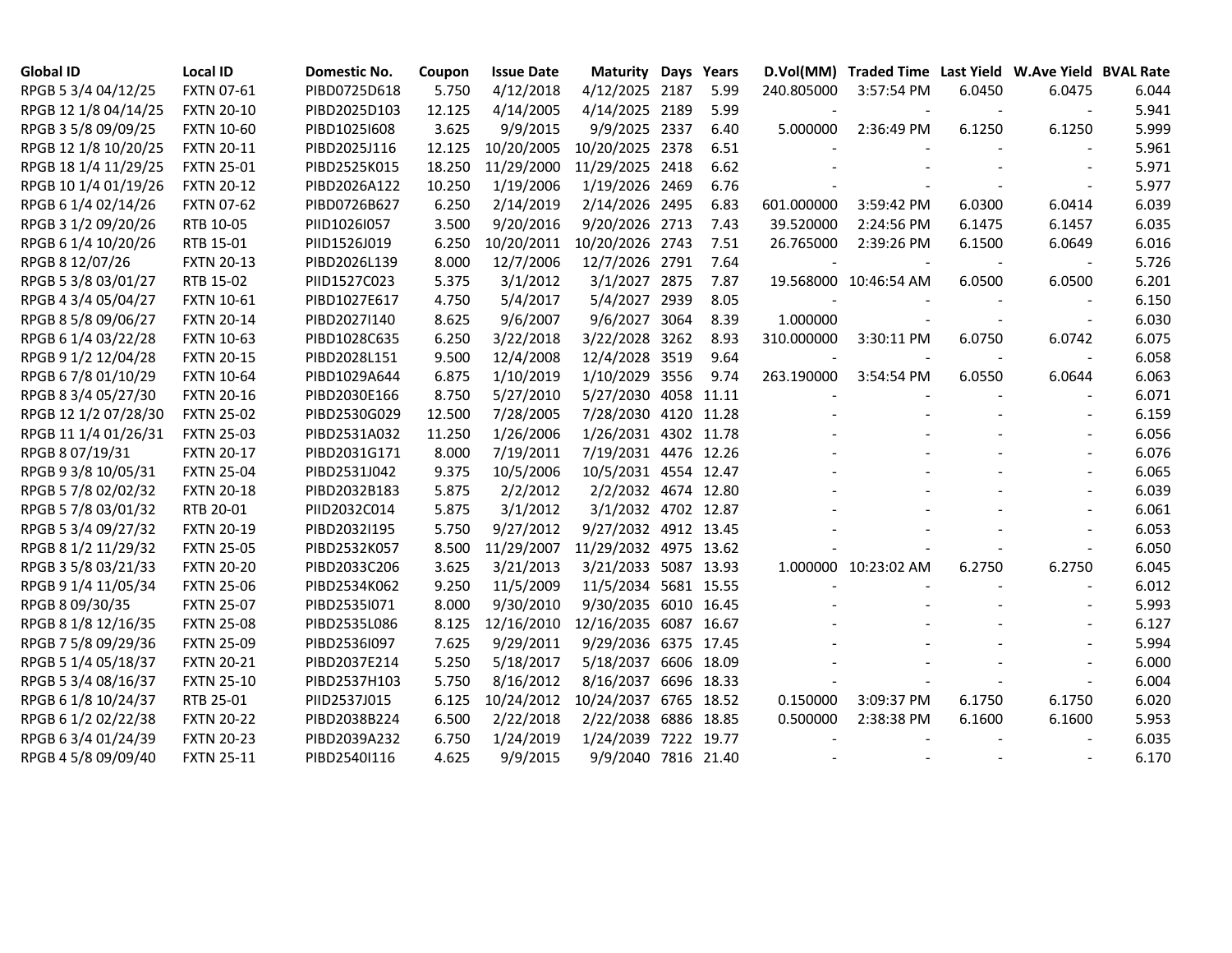| Global ID | Local ID | Domestic No. | Coupon | Issue Date | Maturity | Days | Years | D.Vol(MM) | Traded Time | Last Yield | W.Ave Yield | BVAL Rate |
|---|---|---|---|---|---|---|---|---|---|---|---|---|
| RPGB 5 3/4 04/12/25 | FXTN 07-61 | PIBD0725D618 | 5.750 | 4/12/2018 | 4/12/2025 | 2187 | 5.99 | 240.805000 | 3:57:54 PM | 6.0450 | 6.0475 | 6.044 |
| RPGB 12 1/8 04/14/25 | FXTN 20-10 | PIBD2025D103 | 12.125 | 4/14/2005 | 4/14/2025 | 2189 | 5.99 | - | - | - | - | 5.941 |
| RPGB 3 5/8 09/09/25 | FXTN 10-60 | PIBD1025I608 | 3.625 | 9/9/2015 | 9/9/2025 | 2337 | 6.40 | 5.000000 | 2:36:49 PM | 6.1250 | 6.1250 | 5.999 |
| RPGB 12 1/8 10/20/25 | FXTN 20-11 | PIBD2025J116 | 12.125 | 10/20/2005 | 10/20/2025 | 2378 | 6.51 | - | - | - | - | 5.961 |
| RPGB 18 1/4 11/29/25 | FXTN 25-01 | PIBD2525K015 | 18.250 | 11/29/2000 | 11/29/2025 | 2418 | 6.62 | - | - | - | - | 5.971 |
| RPGB 10 1/4 01/19/26 | FXTN 20-12 | PIBD2026A122 | 10.250 | 1/19/2006 | 1/19/2026 | 2469 | 6.76 | - | - | - | - | 5.977 |
| RPGB 6 1/4 02/14/26 | FXTN 07-62 | PIBD0726B627 | 6.250 | 2/14/2019 | 2/14/2026 | 2495 | 6.83 | 601.000000 | 3:59:42 PM | 6.0300 | 6.0414 | 6.039 |
| RPGB 3 1/2 09/20/26 | RTB 10-05 | PIID1026I057 | 3.500 | 9/20/2016 | 9/20/2026 | 2713 | 7.43 | 39.520000 | 2:24:56 PM | 6.1475 | 6.1457 | 6.035 |
| RPGB 6 1/4 10/20/26 | RTB 15-01 | PIID1526J019 | 6.250 | 10/20/2011 | 10/20/2026 | 2743 | 7.51 | 26.765000 | 2:39:26 PM | 6.1500 | 6.0649 | 6.016 |
| RPGB 8 12/07/26 | FXTN 20-13 | PIBD2026L139 | 8.000 | 12/7/2006 | 12/7/2026 | 2791 | 7.64 | - | - | - | - | 5.726 |
| RPGB 5 3/8 03/01/27 | RTB 15-02 | PIID1527C023 | 5.375 | 3/1/2012 | 3/1/2027 | 2875 | 7.87 | 19.568000 | 10:46:54 AM | 6.0500 | 6.0500 | 6.201 |
| RPGB 4 3/4 05/04/27 | FXTN 10-61 | PIBD1027E617 | 4.750 | 5/4/2017 | 5/4/2027 | 2939 | 8.05 | - | - | - | - | 6.150 |
| RPGB 8 5/8 09/06/27 | FXTN 20-14 | PIBD2027I140 | 8.625 | 9/6/2007 | 9/6/2027 | 3064 | 8.39 | 1.000000 | - | - | - | 6.030 |
| RPGB 6 1/4 03/22/28 | FXTN 10-63 | PIBD1028C635 | 6.250 | 3/22/2018 | 3/22/2028 | 3262 | 8.93 | 310.000000 | 3:30:11 PM | 6.0750 | 6.0742 | 6.075 |
| RPGB 9 1/2 12/04/28 | FXTN 20-15 | PIBD2028L151 | 9.500 | 12/4/2008 | 12/4/2028 | 3519 | 9.64 | - | - | - | - | 6.058 |
| RPGB 6 7/8 01/10/29 | FXTN 10-64 | PIBD1029A644 | 6.875 | 1/10/2019 | 1/10/2029 | 3556 | 9.74 | 263.190000 | 3:54:54 PM | 6.0550 | 6.0644 | 6.063 |
| RPGB 8 3/4 05/27/30 | FXTN 20-16 | PIBD2030E166 | 8.750 | 5/27/2010 | 5/27/2030 | 4058 | 11.11 | - | - | - | - | 6.071 |
| RPGB 12 1/2 07/28/30 | FXTN 25-02 | PIBD2530G029 | 12.500 | 7/28/2005 | 7/28/2030 | 4120 | 11.28 | - | - | - | - | 6.159 |
| RPGB 11 1/4 01/26/31 | FXTN 25-03 | PIBD2531A032 | 11.250 | 1/26/2006 | 1/26/2031 | 4302 | 11.78 | - | - | - | - | 6.056 |
| RPGB 8 07/19/31 | FXTN 20-17 | PIBD2031G171 | 8.000 | 7/19/2011 | 7/19/2031 | 4476 | 12.26 | - | - | - | - | 6.076 |
| RPGB 9 3/8 10/05/31 | FXTN 25-04 | PIBD2531J042 | 9.375 | 10/5/2006 | 10/5/2031 | 4554 | 12.47 | - | - | - | - | 6.065 |
| RPGB 5 7/8 02/02/32 | FXTN 20-18 | PIBD2032B183 | 5.875 | 2/2/2012 | 2/2/2032 | 4674 | 12.80 | - | - | - | - | 6.039 |
| RPGB 5 7/8 03/01/32 | RTB 20-01 | PIID2032C014 | 5.875 | 3/1/2012 | 3/1/2032 | 4702 | 12.87 | - | - | - | - | 6.061 |
| RPGB 5 3/4 09/27/32 | FXTN 20-19 | PIBD2032I195 | 5.750 | 9/27/2012 | 9/27/2032 | 4912 | 13.45 | - | - | - | - | 6.053 |
| RPGB 8 1/2 11/29/32 | FXTN 25-05 | PIBD2532K057 | 8.500 | 11/29/2007 | 11/29/2032 | 4975 | 13.62 | - | - | - | - | 6.050 |
| RPGB 3 5/8 03/21/33 | FXTN 20-20 | PIBD2033C206 | 3.625 | 3/21/2013 | 3/21/2033 | 5087 | 13.93 | 1.000000 | 10:23:02 AM | 6.2750 | 6.2750 | 6.045 |
| RPGB 9 1/4 11/05/34 | FXTN 25-06 | PIBD2534K062 | 9.250 | 11/5/2009 | 11/5/2034 | 5681 | 15.55 | - | - | - | - | 6.012 |
| RPGB 8 09/30/35 | FXTN 25-07 | PIBD2535I071 | 8.000 | 9/30/2010 | 9/30/2035 | 6010 | 16.45 | - | - | - | - | 5.993 |
| RPGB 8 1/8 12/16/35 | FXTN 25-08 | PIBD2535L086 | 8.125 | 12/16/2010 | 12/16/2035 | 6087 | 16.67 | - | - | - | - | 6.127 |
| RPGB 7 5/8 09/29/36 | FXTN 25-09 | PIBD2536I097 | 7.625 | 9/29/2011 | 9/29/2036 | 6375 | 17.45 | - | - | - | - | 5.994 |
| RPGB 5 1/4 05/18/37 | FXTN 20-21 | PIBD2037E214 | 5.250 | 5/18/2017 | 5/18/2037 | 6606 | 18.09 | - | - | - | - | 6.000 |
| RPGB 5 3/4 08/16/37 | FXTN 25-10 | PIBD2537H103 | 5.750 | 8/16/2012 | 8/16/2037 | 6696 | 18.33 | - | - | - | - | 6.004 |
| RPGB 6 1/8 10/24/37 | RTB 25-01 | PIID2537J015 | 6.125 | 10/24/2012 | 10/24/2037 | 6765 | 18.52 | 0.150000 | 3:09:37 PM | 6.1750 | 6.1750 | 6.020 |
| RPGB 6 1/2 02/22/38 | FXTN 20-22 | PIBD2038B224 | 6.500 | 2/22/2018 | 2/22/2038 | 6886 | 18.85 | 0.500000 | 2:38:38 PM | 6.1600 | 6.1600 | 5.953 |
| RPGB 6 3/4 01/24/39 | FXTN 20-23 | PIBD2039A232 | 6.750 | 1/24/2019 | 1/24/2039 | 7222 | 19.77 | - | - | - | - | 6.035 |
| RPGB 4 5/8 09/09/40 | FXTN 25-11 | PIBD2540I116 | 4.625 | 9/9/2015 | 9/9/2040 | 7816 | 21.40 | - | - | - | - | 6.170 |